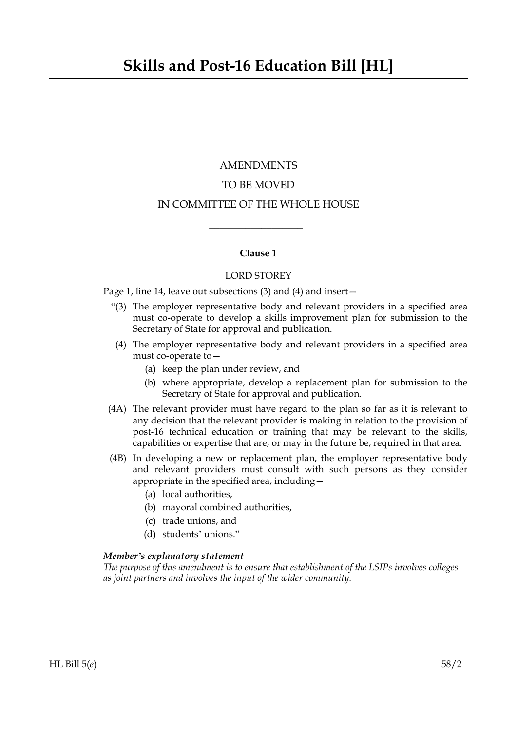# Skills and Post-16 Education Bill [HL]

AMENDMENTS

TO BE MOVED

IN COMMITTEE OF THE WHOLE HOUSE

---

**Clause 1**

LORD STOREY

Page 1, line 14, leave out subsections (3) and (4) and insert—

"(3) The employer representative body and relevant providers in a specified area must co-operate to develop a skills improvement plan for submission to the Secretary of State for approval and publication.

(4) The employer representative body and relevant providers in a specified area must co-operate to—

  (a) keep the plan under review, and

  (b) where appropriate, develop a replacement plan for submission to the Secretary of State for approval and publication.

(4A) The relevant provider must have regard to the plan so far as it is relevant to any decision that the relevant provider is making in relation to the provision of post-16 technical education or training that may be relevant to the skills, capabilities or expertise that are, or may in the future be, required in that area.

(4B) In developing a new or replacement plan, the employer representative body and relevant providers must consult with such persons as they consider appropriate in the specified area, including—

  (a) local authorities,

  (b) mayoral combined authorities,

  (c) trade unions, and

  (d) students' unions."

***Member's explanatory statement***

*The purpose of this amendment is to ensure that establishment of the LSIPs involves colleges as joint partners and involves the input of the wider community.*

HL Bill 5(*e*) 58/2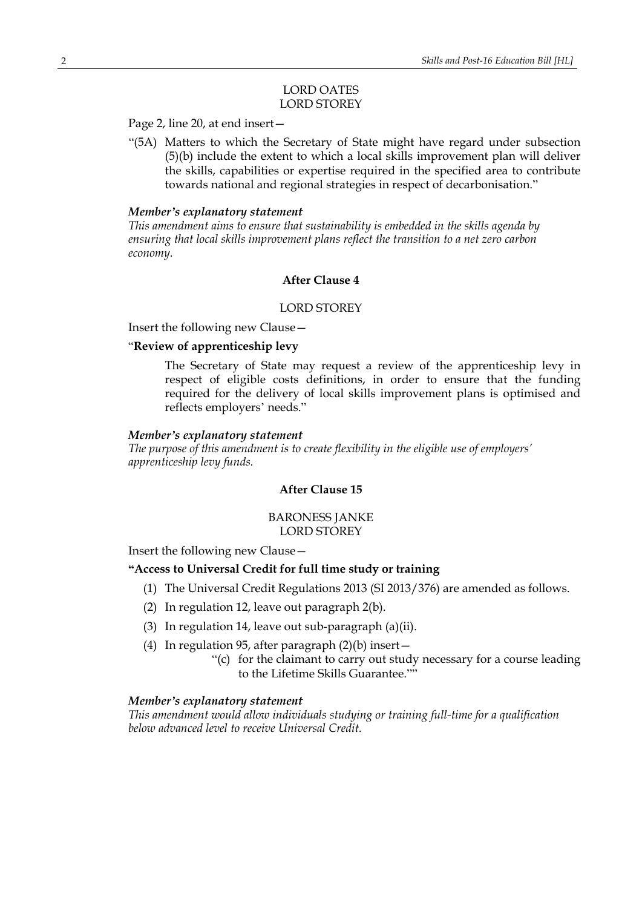LORD OATES
LORD STOREY

Page 2, line 20, at end insert—

"(5A) Matters to which the Secretary of State might have regard under subsection (5)(b) include the extent to which a local skills improvement plan will deliver the skills, capabilities or expertise required in the specified area to contribute towards national and regional strategies in respect of decarbonisation."

***Member's explanatory statement***
*This amendment aims to ensure that sustainability is embedded in the skills agenda by ensuring that local skills improvement plans reflect the transition to a net zero carbon economy.*

**After Clause 4**

LORD STOREY

Insert the following new Clause—

"**Review of apprenticeship levy**

The Secretary of State may request a review of the apprenticeship levy in respect of eligible costs definitions, in order to ensure that the funding required for the delivery of local skills improvement plans is optimised and reflects employers' needs."

***Member's explanatory statement***
*The purpose of this amendment is to create flexibility in the eligible use of employers' apprenticeship levy funds.*

**After Clause 15**

BARONESS JANKE
LORD STOREY

Insert the following new Clause—

**"Access to Universal Credit for full time study or training**

(1) The Universal Credit Regulations 2013 (SI 2013/376) are amended as follows.

(2) In regulation 12, leave out paragraph 2(b).

(3) In regulation 14, leave out sub-paragraph (a)(ii).

(4) In regulation 95, after paragraph (2)(b) insert—

"(c) for the claimant to carry out study necessary for a course leading to the Lifetime Skills Guarantee.""

***Member's explanatory statement***
*This amendment would allow individuals studying or training full-time for a qualification below advanced level to receive Universal Credit.*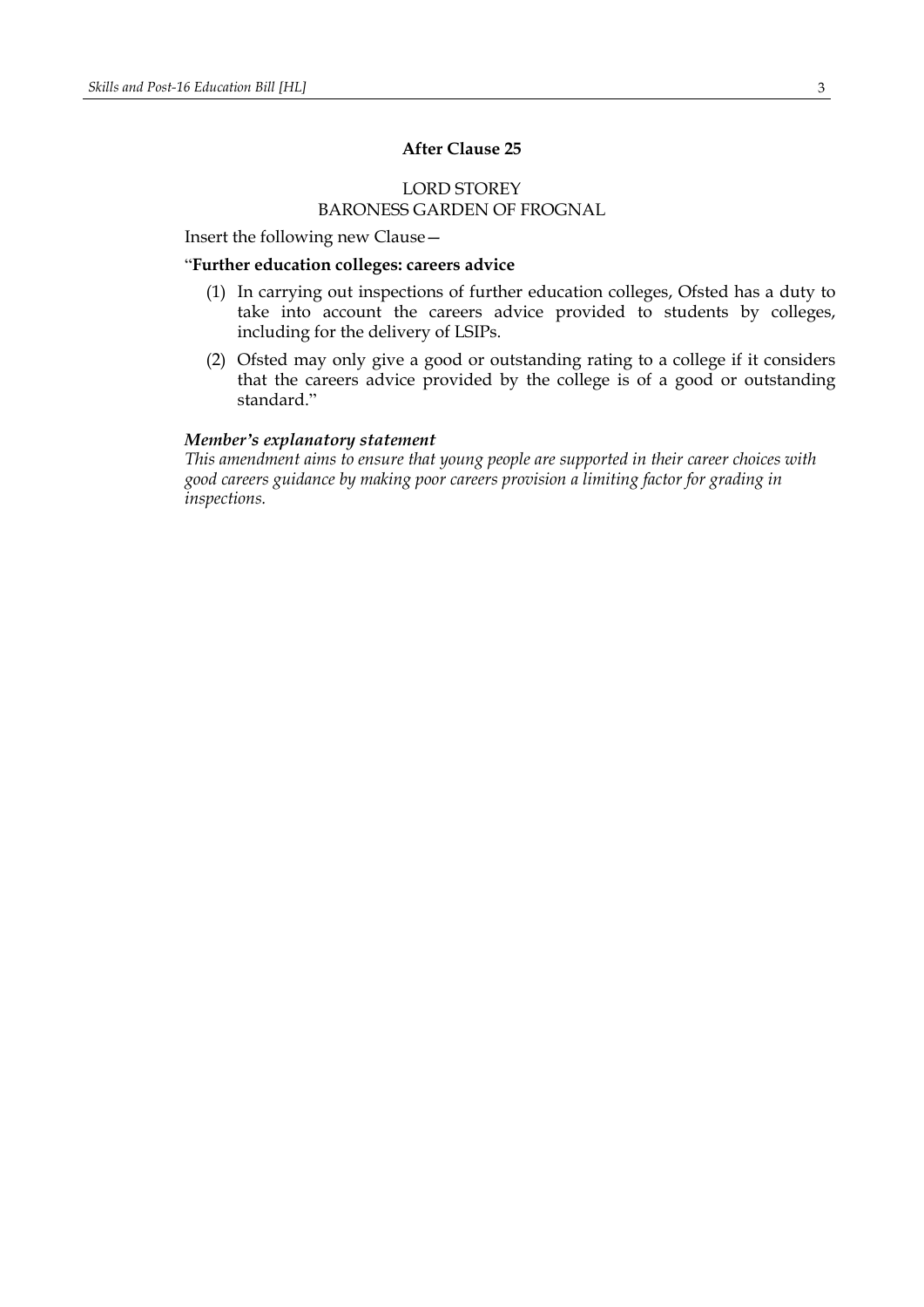**After Clause 25**

LORD STOREY
BARONESS GARDEN OF FROGNAL

Insert the following new Clause—

"**Further education colleges: careers advice**

(1) In carrying out inspections of further education colleges, Ofsted has a duty to take into account the careers advice provided to students by colleges, including for the delivery of LSIPs.

(2) Ofsted may only give a good or outstanding rating to a college if it considers that the careers advice provided by the college is of a good or outstanding standard."

***Member's explanatory statement***

*This amendment aims to ensure that young people are supported in their career choices with good careers guidance by making poor careers provision a limiting factor for grading in inspections.*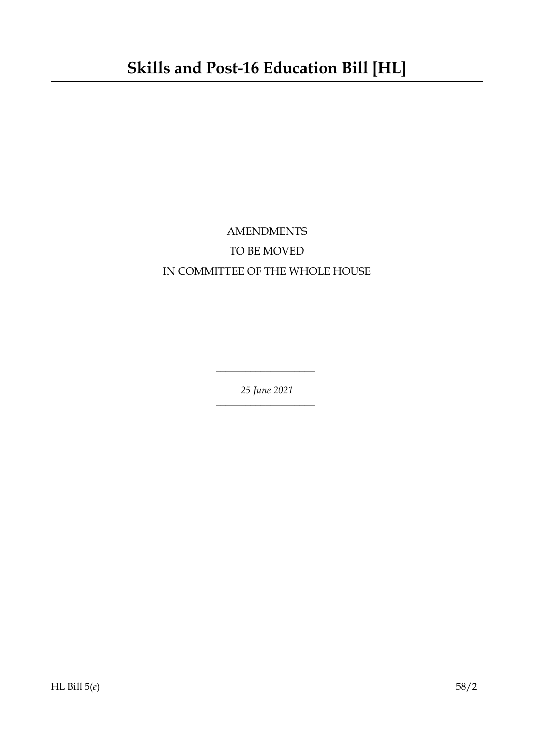# Skills and Post-16 Education Bill [HL]

AMENDMENTS

TO BE MOVED

IN COMMITTEE OF THE WHOLE HOUSE

---

*25 June 2021*

---

HL Bill 5(*e*)

58/2